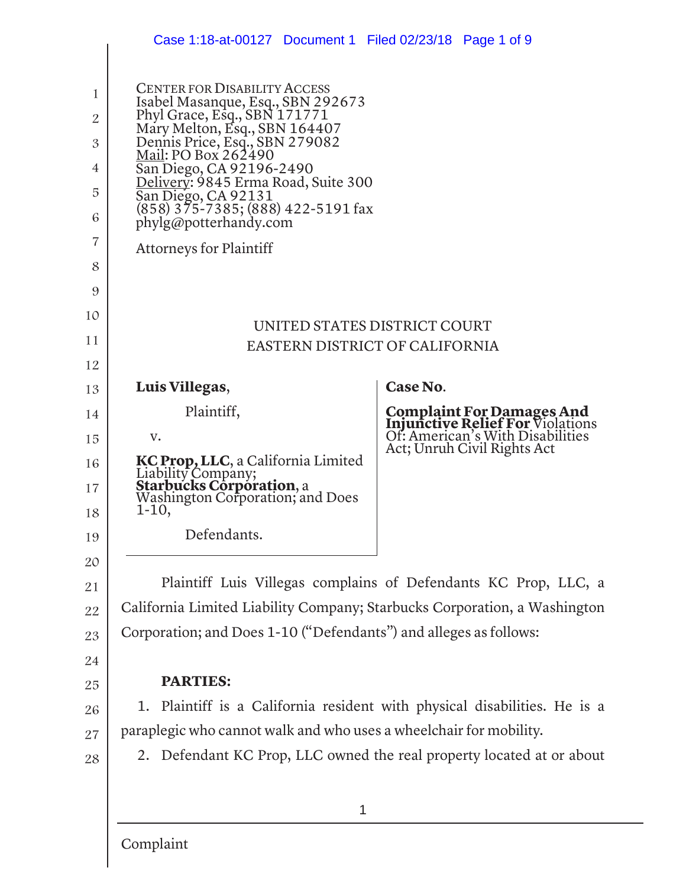CENTER FOR DISABILITY ACCESS
Isabel Masanque, Esq., SBN 292673
Phyl Grace, Esq., SBN 171771
Mary Melton, Esq., SBN 164407
Dennis Price, Esq., SBN 279082
Mail: PO Box 262490
San Diego, CA 92196-2490
Delivery: 9845 Erma Road, Suite 300
San Diego, CA 92131
(858) 375-7385; (888) 422-5191 fax
phylg@potterhandy.com

Attorneys for Plaintiff

UNITED STATES DISTRICT COURT
EASTERN DISTRICT OF CALIFORNIA

**Luis Villegas**,

Plaintiff,

v.

**KC Prop, LLC**, a California Limited Liability Company; **Starbucks Corporation**, a Washington Corporation; and Does 1-10,

Defendants.

**Case No.**

**Complaint For Damages And Injunctive Relief For** Violations Of: American's With Disabilities Act; Unruh Civil Rights Act

Plaintiff Luis Villegas complains of Defendants KC Prop, LLC, a California Limited Liability Company; Starbucks Corporation, a Washington Corporation; and Does 1-10 ("Defendants") and alleges as follows:

**PARTIES:**

1. Plaintiff is a California resident with physical disabilities. He is a paraplegic who cannot walk and who uses a wheelchair for mobility.
2. Defendant KC Prop, LLC owned the real property located at or about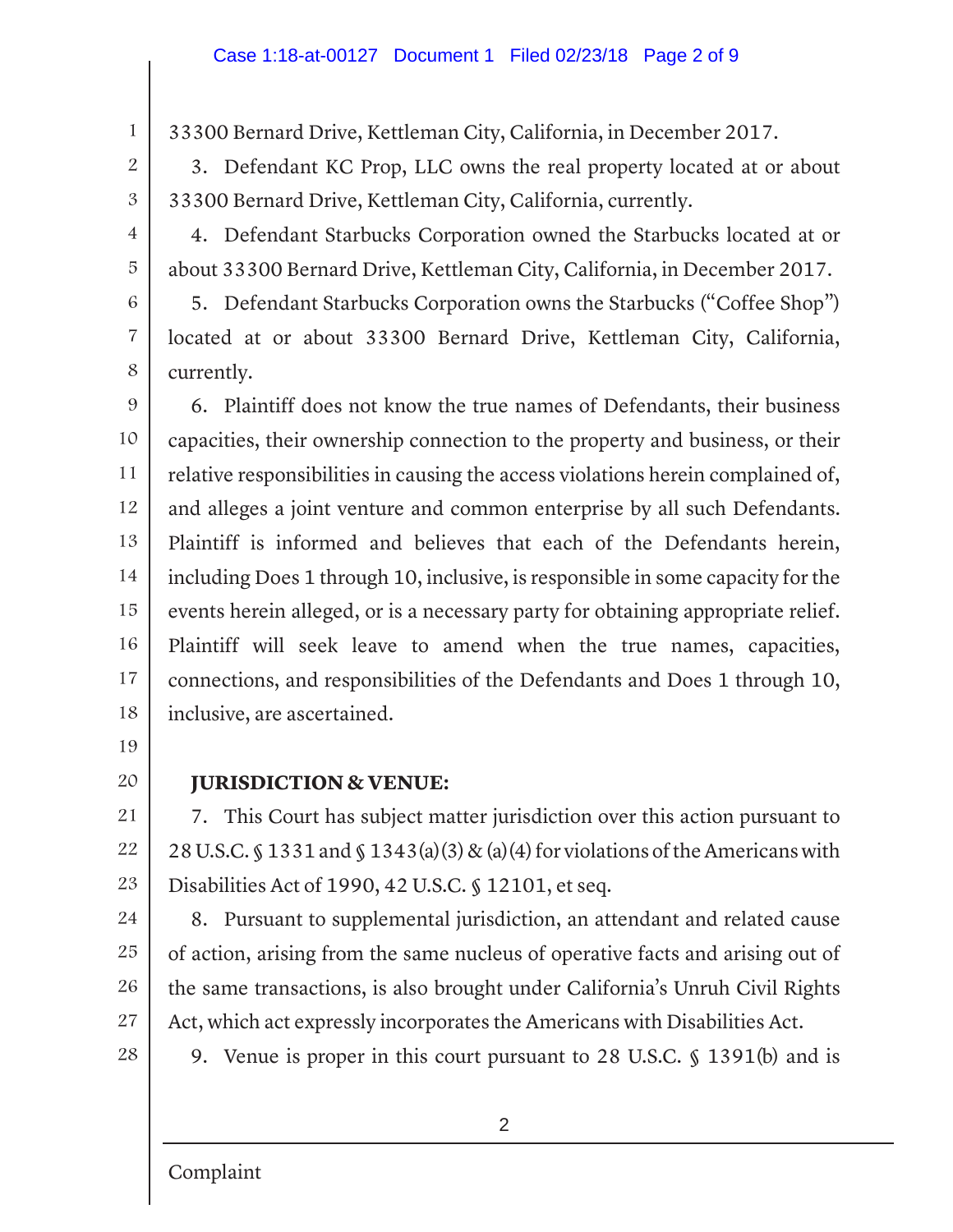33300 Bernard Drive, Kettleman City, California, in December 2017.

3. Defendant KC Prop, LLC owns the real property located at or about 33300 Bernard Drive, Kettleman City, California, currently.

4. Defendant Starbucks Corporation owned the Starbucks located at or about 33300 Bernard Drive, Kettleman City, California, in December 2017.

5. Defendant Starbucks Corporation owns the Starbucks ("Coffee Shop") located at or about 33300 Bernard Drive, Kettleman City, California, currently.

6. Plaintiff does not know the true names of Defendants, their business capacities, their ownership connection to the property and business, or their relative responsibilities in causing the access violations herein complained of, and alleges a joint venture and common enterprise by all such Defendants. Plaintiff is informed and believes that each of the Defendants herein, including Does 1 through 10, inclusive, is responsible in some capacity for the events herein alleged, or is a necessary party for obtaining appropriate relief. Plaintiff will seek leave to amend when the true names, capacities, connections, and responsibilities of the Defendants and Does 1 through 10, inclusive, are ascertained.

**JURISDICTION & VENUE:**

7. This Court has subject matter jurisdiction over this action pursuant to 28 U.S.C. § 1331 and § 1343(a)(3) & (a)(4) for violations of the Americans with Disabilities Act of 1990, 42 U.S.C. § 12101, et seq.

8. Pursuant to supplemental jurisdiction, an attendant and related cause of action, arising from the same nucleus of operative facts and arising out of the same transactions, is also brought under California's Unruh Civil Rights Act, which act expressly incorporates the Americans with Disabilities Act.

9. Venue is proper in this court pursuant to 28 U.S.C. § 1391(b) and is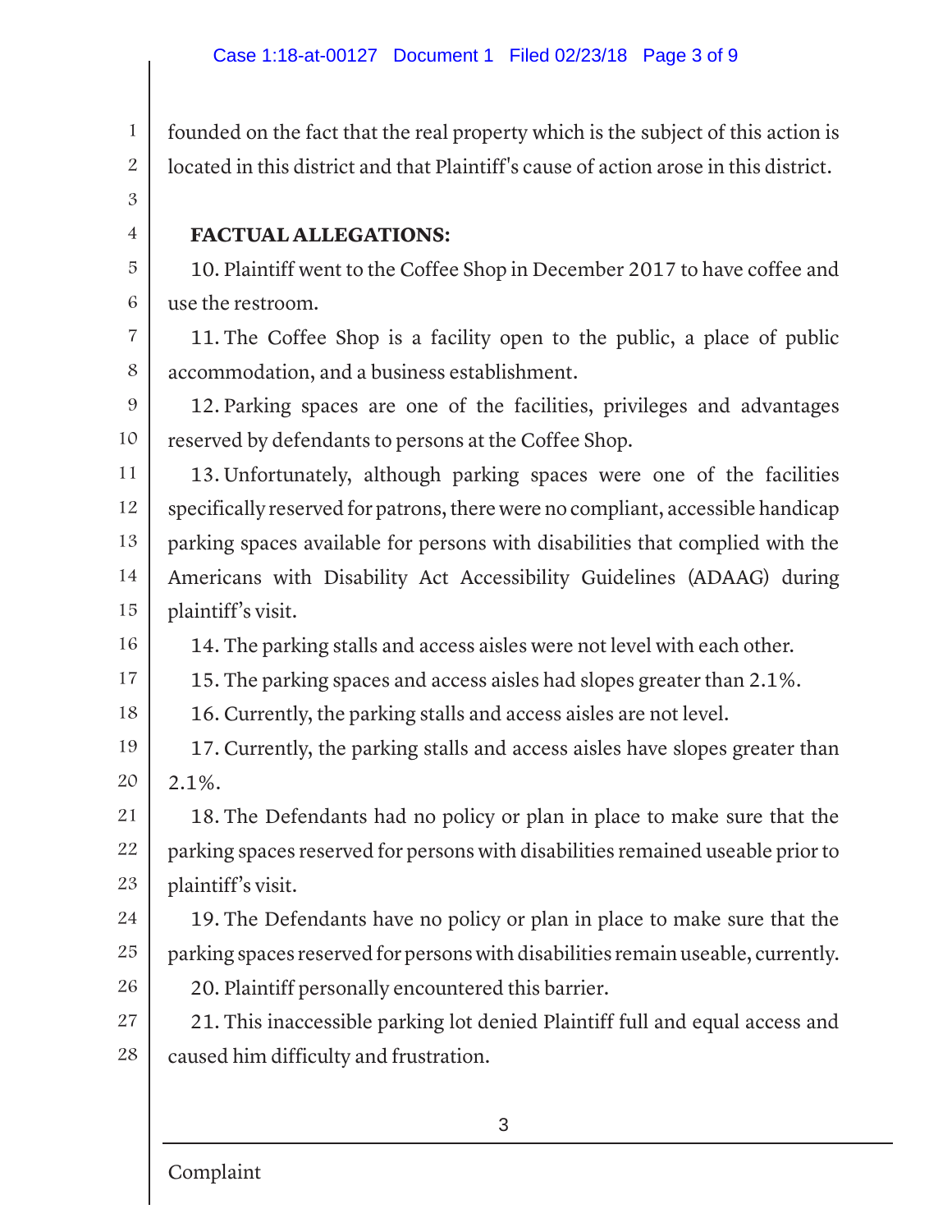founded on the fact that the real property which is the subject of this action is located in this district and that Plaintiff's cause of action arose in this district.

**FACTUAL ALLEGATIONS:**

10. Plaintiff went to the Coffee Shop in December 2017 to have coffee and use the restroom.

11. The Coffee Shop is a facility open to the public, a place of public accommodation, and a business establishment.

12. Parking spaces are one of the facilities, privileges and advantages reserved by defendants to persons at the Coffee Shop.

13. Unfortunately, although parking spaces were one of the facilities specifically reserved for patrons, there were no compliant, accessible handicap parking spaces available for persons with disabilities that complied with the Americans with Disability Act Accessibility Guidelines (ADAAG) during plaintiff's visit.

14. The parking stalls and access aisles were not level with each other.

15. The parking spaces and access aisles had slopes greater than 2.1%.

16. Currently, the parking stalls and access aisles are not level.

17. Currently, the parking stalls and access aisles have slopes greater than 2.1%.

18. The Defendants had no policy or plan in place to make sure that the parking spaces reserved for persons with disabilities remained useable prior to plaintiff's visit.

19. The Defendants have no policy or plan in place to make sure that the parking spaces reserved for persons with disabilities remain useable, currently.

20. Plaintiff personally encountered this barrier.

21. This inaccessible parking lot denied Plaintiff full and equal access and caused him difficulty and frustration.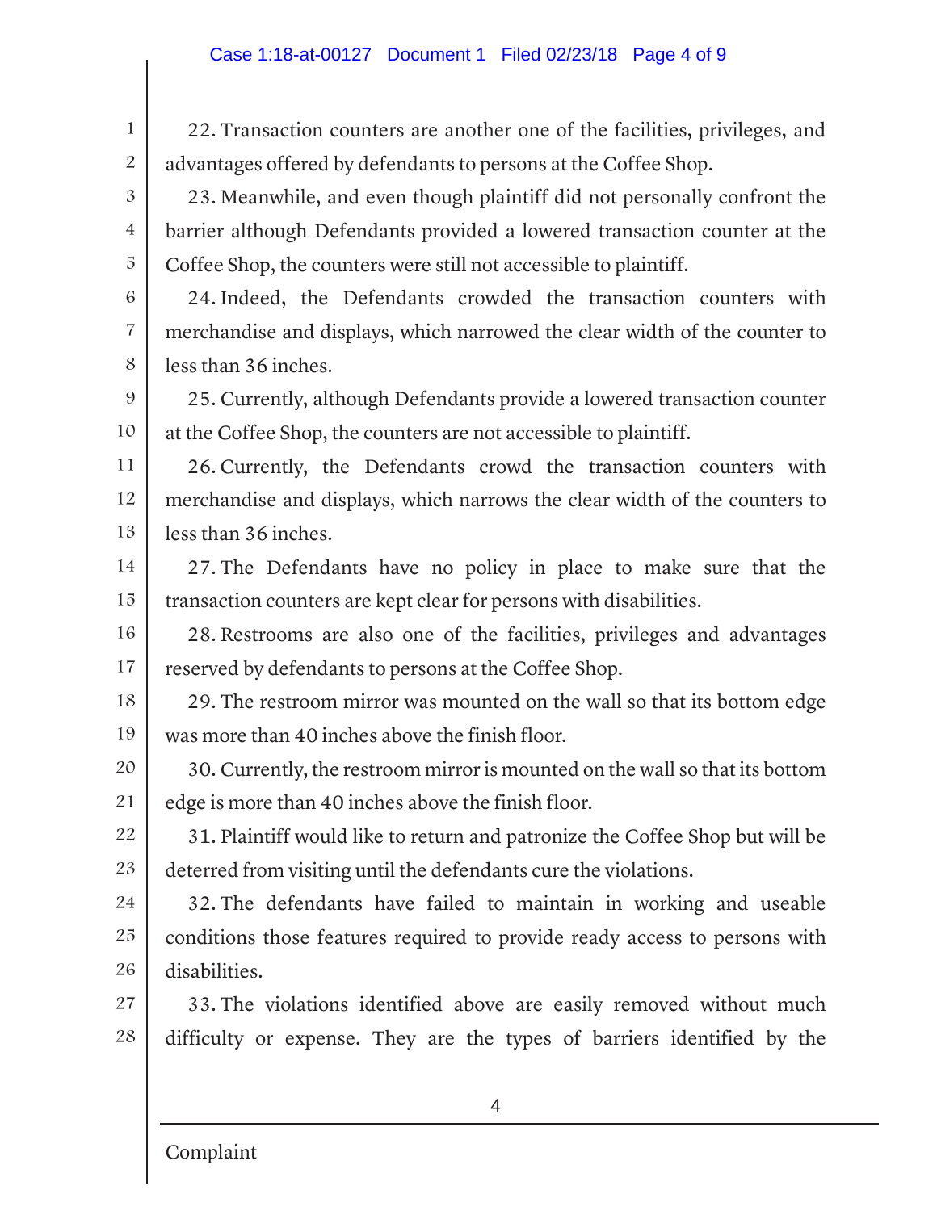22. Transaction counters are another one of the facilities, privileges, and advantages offered by defendants to persons at the Coffee Shop.

23. Meanwhile, and even though plaintiff did not personally confront the barrier although Defendants provided a lowered transaction counter at the Coffee Shop, the counters were still not accessible to plaintiff.

24. Indeed, the Defendants crowded the transaction counters with merchandise and displays, which narrowed the clear width of the counter to less than 36 inches.

25. Currently, although Defendants provide a lowered transaction counter at the Coffee Shop, the counters are not accessible to plaintiff.

26. Currently, the Defendants crowd the transaction counters with merchandise and displays, which narrows the clear width of the counters to less than 36 inches.

27. The Defendants have no policy in place to make sure that the transaction counters are kept clear for persons with disabilities.

28. Restrooms are also one of the facilities, privileges and advantages reserved by defendants to persons at the Coffee Shop.

29. The restroom mirror was mounted on the wall so that its bottom edge was more than 40 inches above the finish floor.

30. Currently, the restroom mirror is mounted on the wall so that its bottom edge is more than 40 inches above the finish floor.

31. Plaintiff would like to return and patronize the Coffee Shop but will be deterred from visiting until the defendants cure the violations.

32. The defendants have failed to maintain in working and useable conditions those features required to provide ready access to persons with disabilities.

33. The violations identified above are easily removed without much difficulty or expense. They are the types of barriers identified by the

Complaint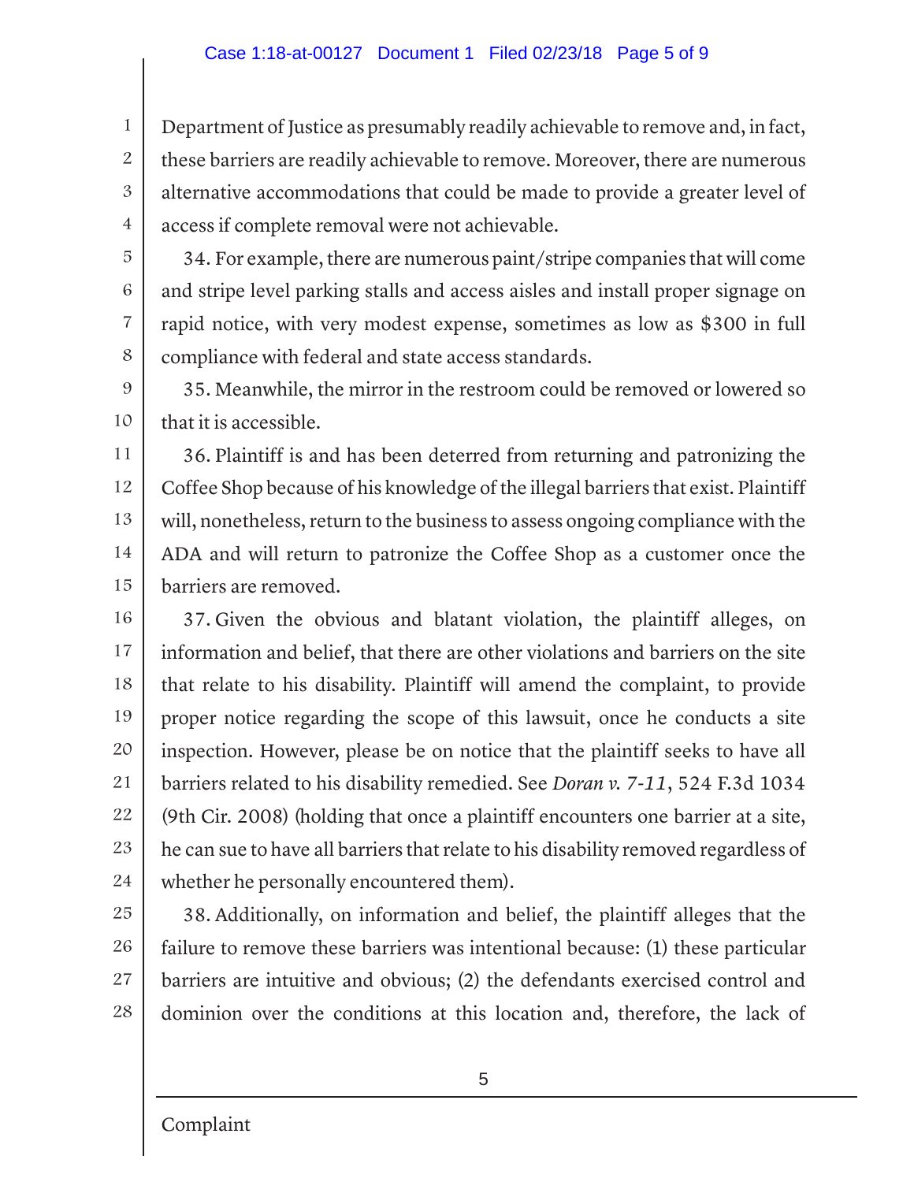Department of Justice as presumably readily achievable to remove and, in fact, these barriers are readily achievable to remove. Moreover, there are numerous alternative accommodations that could be made to provide a greater level of access if complete removal were not achievable.

34. For example, there are numerous paint/stripe companies that will come and stripe level parking stalls and access aisles and install proper signage on rapid notice, with very modest expense, sometimes as low as $300 in full compliance with federal and state access standards.

35. Meanwhile, the mirror in the restroom could be removed or lowered so that it is accessible.

36. Plaintiff is and has been deterred from returning and patronizing the Coffee Shop because of his knowledge of the illegal barriers that exist. Plaintiff will, nonetheless, return to the business to assess ongoing compliance with the ADA and will return to patronize the Coffee Shop as a customer once the barriers are removed.

37. Given the obvious and blatant violation, the plaintiff alleges, on information and belief, that there are other violations and barriers on the site that relate to his disability. Plaintiff will amend the complaint, to provide proper notice regarding the scope of this lawsuit, once he conducts a site inspection. However, please be on notice that the plaintiff seeks to have all barriers related to his disability remedied. See *Doran v. 7-11*, 524 F.3d 1034 (9th Cir. 2008) (holding that once a plaintiff encounters one barrier at a site, he can sue to have all barriers that relate to his disability removed regardless of whether he personally encountered them).

38. Additionally, on information and belief, the plaintiff alleges that the failure to remove these barriers was intentional because: (1) these particular barriers are intuitive and obvious; (2) the defendants exercised control and dominion over the conditions at this location and, therefore, the lack of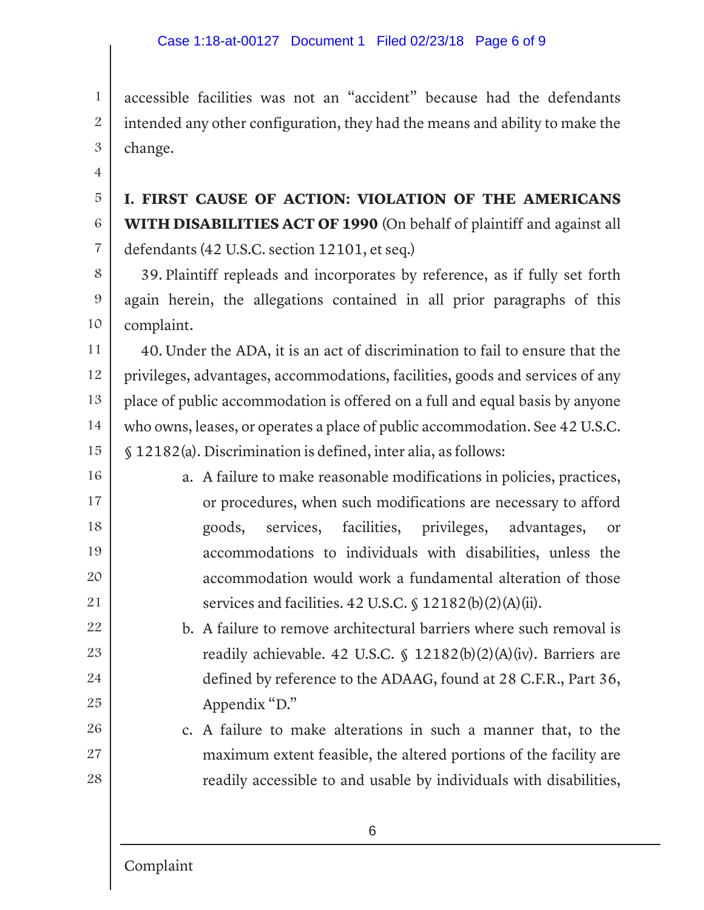accessible facilities was not an "accident" because had the defendants intended any other configuration, they had the means and ability to make the change.

**I. FIRST CAUSE OF ACTION: VIOLATION OF THE AMERICANS WITH DISABILITIES ACT OF 1990** (On behalf of plaintiff and against all defendants (42 U.S.C. section 12101, et seq.)

39. Plaintiff repleads and incorporates by reference, as if fully set forth again herein, the allegations contained in all prior paragraphs of this complaint.

40. Under the ADA, it is an act of discrimination to fail to ensure that the privileges, advantages, accommodations, facilities, goods and services of any place of public accommodation is offered on a full and equal basis by anyone who owns, leases, or operates a place of public accommodation. See 42 U.S.C. § 12182(a). Discrimination is defined, inter alia, as follows:

a. A failure to make reasonable modifications in policies, practices, or procedures, when such modifications are necessary to afford goods, services, facilities, privileges, advantages, or accommodations to individuals with disabilities, unless the accommodation would work a fundamental alteration of those services and facilities. 42 U.S.C. § 12182(b)(2)(A)(ii).

b. A failure to remove architectural barriers where such removal is readily achievable. 42 U.S.C. § 12182(b)(2)(A)(iv). Barriers are defined by reference to the ADAAG, found at 28 C.F.R., Part 36, Appendix "D."

c. A failure to make alterations in such a manner that, to the maximum extent feasible, the altered portions of the facility are readily accessible to and usable by individuals with disabilities,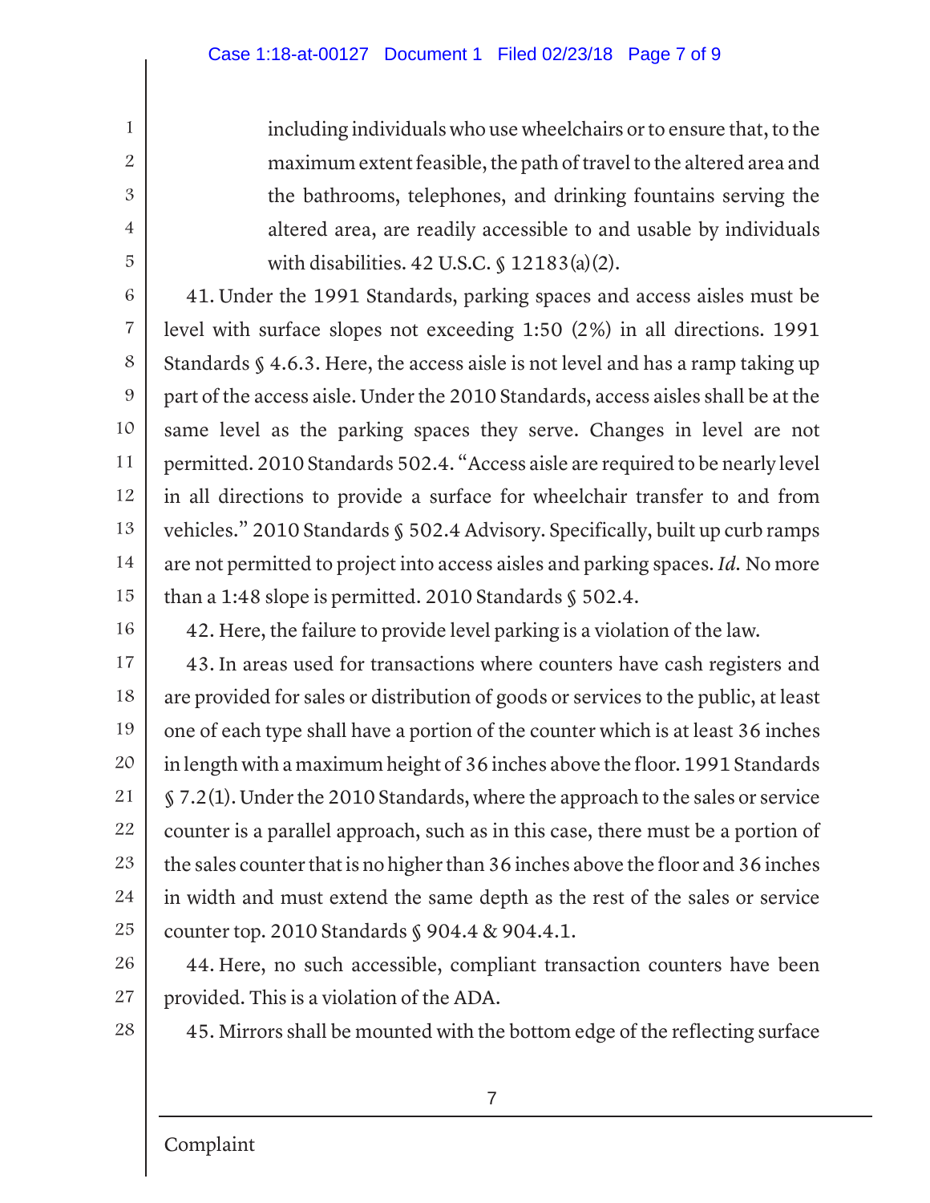> including individuals who use wheelchairs or to ensure that, to the maximum extent feasible, the path of travel to the altered area and the bathrooms, telephones, and drinking fountains serving the altered area, are readily accessible to and usable by individuals with disabilities. 42 U.S.C. § 12183(a)(2).

41. Under the 1991 Standards, parking spaces and access aisles must be level with surface slopes not exceeding 1:50 (2%) in all directions. 1991 Standards § 4.6.3. Here, the access aisle is not level and has a ramp taking up part of the access aisle. Under the 2010 Standards, access aisles shall be at the same level as the parking spaces they serve. Changes in level are not permitted. 2010 Standards 502.4. "Access aisle are required to be nearly level in all directions to provide a surface for wheelchair transfer to and from vehicles." 2010 Standards § 502.4 Advisory. Specifically, built up curb ramps are not permitted to project into access aisles and parking spaces. *Id.* No more than a 1:48 slope is permitted. 2010 Standards § 502.4.

42. Here, the failure to provide level parking is a violation of the law.

43. In areas used for transactions where counters have cash registers and are provided for sales or distribution of goods or services to the public, at least one of each type shall have a portion of the counter which is at least 36 inches in length with a maximum height of 36 inches above the floor. 1991 Standards § 7.2(1). Under the 2010 Standards, where the approach to the sales or service counter is a parallel approach, such as in this case, there must be a portion of the sales counter that is no higher than 36 inches above the floor and 36 inches in width and must extend the same depth as the rest of the sales or service counter top. 2010 Standards § 904.4 & 904.4.1.

44. Here, no such accessible, compliant transaction counters have been provided. This is a violation of the ADA.

45. Mirrors shall be mounted with the bottom edge of the reflecting surface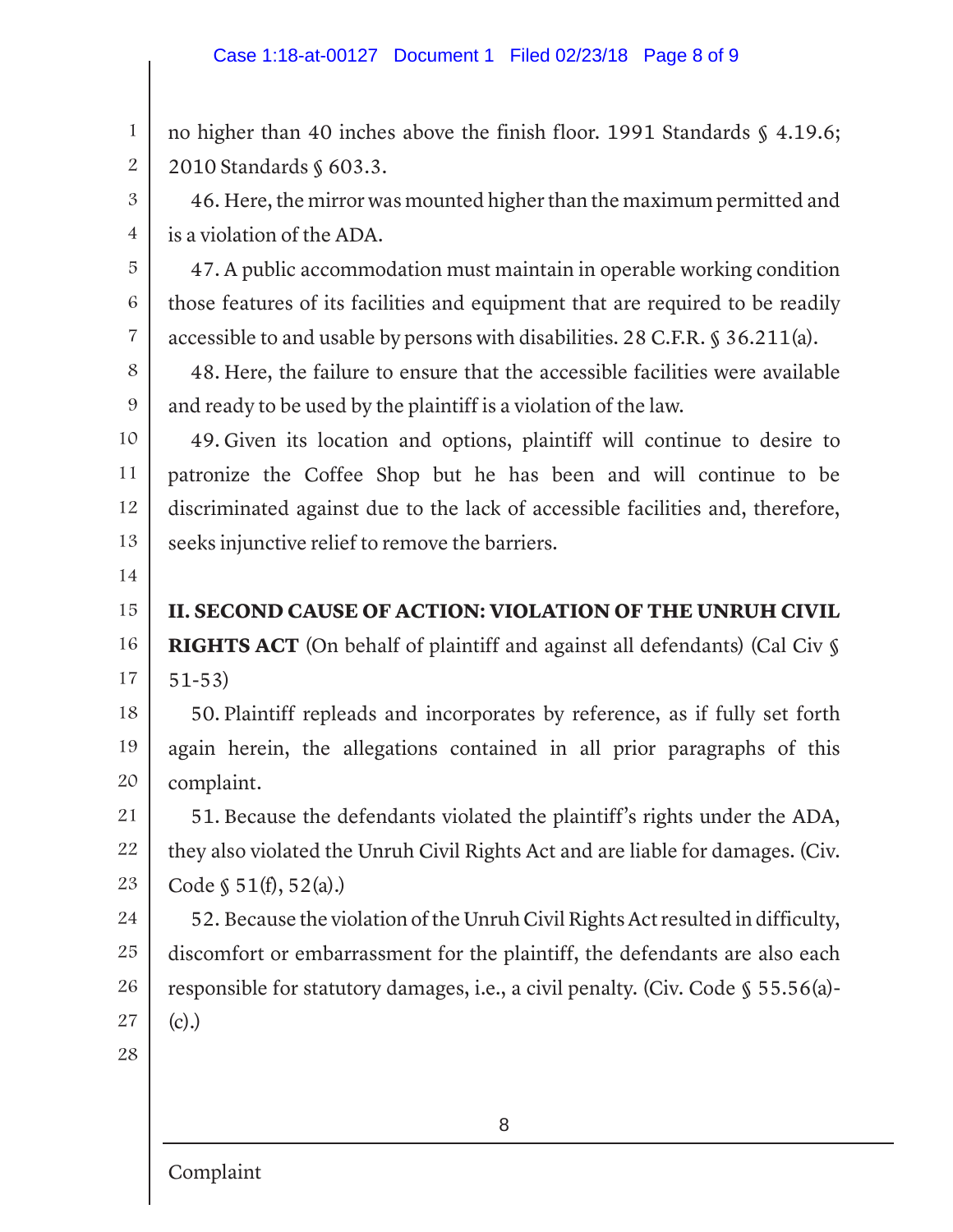no higher than 40 inches above the finish floor. 1991 Standards § 4.19.6; 2010 Standards § 603.3.

46. Here, the mirror was mounted higher than the maximum permitted and is a violation of the ADA.

47. A public accommodation must maintain in operable working condition those features of its facilities and equipment that are required to be readily accessible to and usable by persons with disabilities. 28 C.F.R. § 36.211(a).

48. Here, the failure to ensure that the accessible facilities were available and ready to be used by the plaintiff is a violation of the law.

49. Given its location and options, plaintiff will continue to desire to patronize the Coffee Shop but he has been and will continue to be discriminated against due to the lack of accessible facilities and, therefore, seeks injunctive relief to remove the barriers.

**II. SECOND CAUSE OF ACTION: VIOLATION OF THE UNRUH CIVIL RIGHTS ACT** (On behalf of plaintiff and against all defendants) (Cal Civ § 51-53)

50. Plaintiff repleads and incorporates by reference, as if fully set forth again herein, the allegations contained in all prior paragraphs of this complaint.

51. Because the defendants violated the plaintiff's rights under the ADA, they also violated the Unruh Civil Rights Act and are liable for damages. (Civ. Code § 51(f), 52(a).)

52. Because the violation of the Unruh Civil Rights Act resulted in difficulty, discomfort or embarrassment for the plaintiff, the defendants are also each responsible for statutory damages, i.e., a civil penalty. (Civ. Code § 55.56(a)-(c).)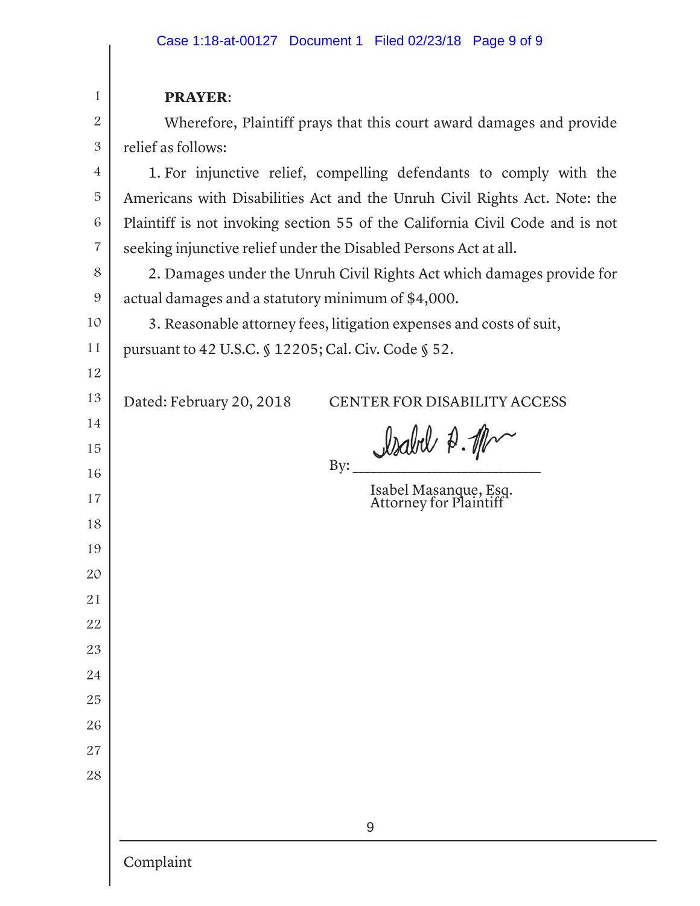**PRAYER**:

Wherefore, Plaintiff prays that this court award damages and provide relief as follows:

1. For injunctive relief, compelling defendants to comply with the Americans with Disabilities Act and the Unruh Civil Rights Act. Note: the Plaintiff is not invoking section 55 of the California Civil Code and is not seeking injunctive relief under the Disabled Persons Act at all.

2. Damages under the Unruh Civil Rights Act which damages provide for actual damages and a statutory minimum of $4,000.

3. Reasonable attorney fees, litigation expenses and costs of suit, pursuant to 42 U.S.C. § 12205; Cal. Civ. Code § 52.

Dated: February 20, 2018

CENTER FOR DISABILITY ACCESS

By: ________________________

Isabel Masanque, Esq.
Attorney for Plaintiff

Complaint